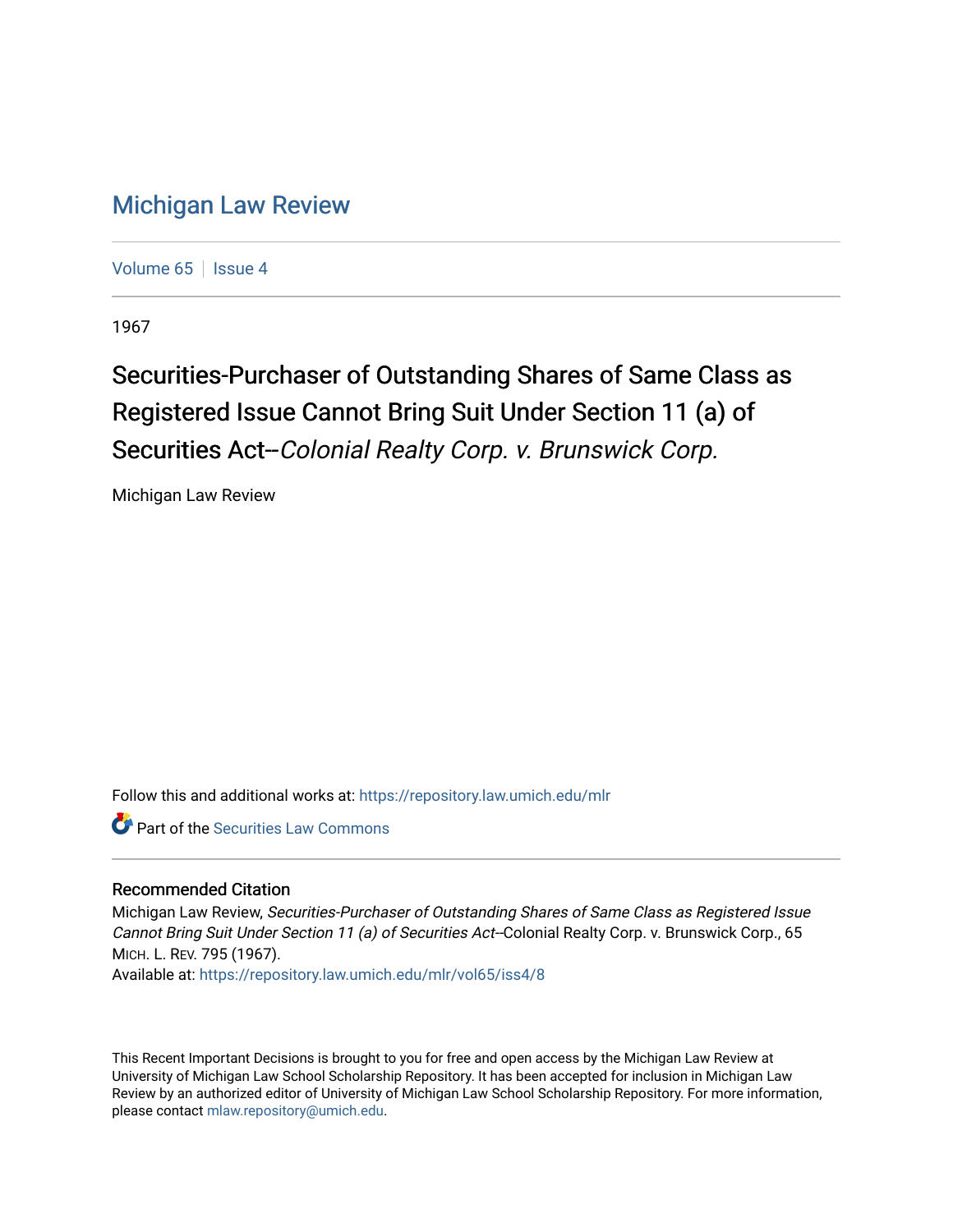# Michigan Law Review

Volume 65 | Issue 4

1967

## Securities-Purchaser of Outstanding Shares of Same Class as Registered Issue Cannot Bring Suit Under Section 11 (a) of Securities Act--*Colonial Realty Corp. v. Brunswick Corp.*

Michigan Law Review

Follow this and additional works at: https://repository.law.umich.edu/mlr

Part of the Securities Law Commons

### Recommended Citation

Michigan Law Review, *Securities-Purchaser of Outstanding Shares of Same Class as Registered Issue Cannot Bring Suit Under Section 11 (a) of Securities Act*--Colonial Realty Corp. v. Brunswick Corp., 65 MICH. L. REV. 795 (1967).

Available at: https://repository.law.umich.edu/mlr/vol65/iss4/8

This Recent Important Decisions is brought to you for free and open access by the Michigan Law Review at University of Michigan Law School Scholarship Repository. It has been accepted for inclusion in Michigan Law Review by an authorized editor of University of Michigan Law School Scholarship Repository. For more information, please contact mlaw.repository@umich.edu.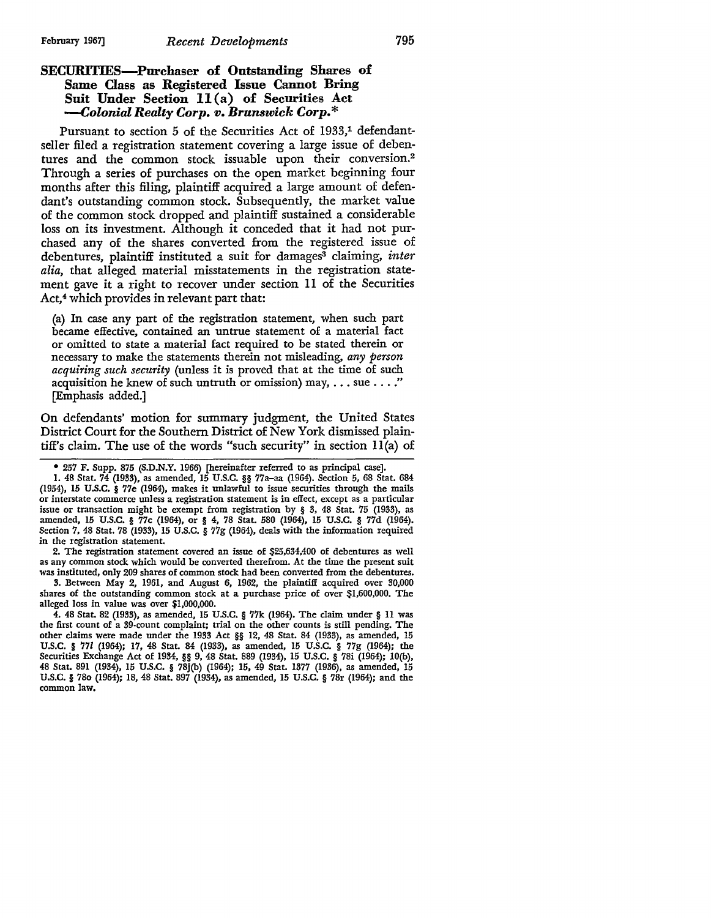## SECURITIES—Purchaser of Outstanding Shares of Same Class as Registered Issue Cannot Bring Suit Under Section 11(a) of Securities Act —*Colonial Realty Corp. v. Brunswick Corp.**

Pursuant to section 5 of the Securities Act of 1933,[1] defendant-seller filed a registration statement covering a large issue of debentures and the common stock issuable upon their conversion.[2] Through a series of purchases on the open market beginning four months after this filing, plaintiff acquired a large amount of defendant's outstanding common stock. Subsequently, the market value of the common stock dropped and plaintiff sustained a considerable loss on its investment. Although it conceded that it had not purchased any of the shares converted from the registered issue of debentures, plaintiff instituted a suit for damages[3] claiming, *inter alia*, that alleged material misstatements in the registration statement gave it a right to recover under section 11 of the Securities Act,[4] which provides in relevant part that:

> (a) In case any part of the registration statement, when such part became effective, contained an untrue statement of a material fact or omitted to state a material fact required to be stated therein or necessary to make the statements therein not misleading, *any person acquiring such security* (unless it is proved that at the time of such acquisition he knew of such untruth or omission) may, . . . sue . . . ." [Emphasis added.]

On defendants' motion for summary judgment, the United States District Court for the Southern District of New York dismissed plaintiff's claim. The use of the words "such security" in section 11(a) of

---

\* 257 F. Supp. 875 (S.D.N.Y. 1966) [hereinafter referred to as principal case].

1. 48 Stat. 74 (1933), as amended, 15 U.S.C. §§ 77a–aa (1964). Section 5, 68 Stat. 684 (1954), 15 U.S.C. § 77e (1964), makes it unlawful to issue securities through the mails or interstate commerce unless a registration statement is in effect, except as a particular issue or transaction might be exempt from registration by § 3, 48 Stat. 75 (1933), as amended, 15 U.S.C. § 77c (1964), or § 4, 78 Stat. 580 (1964), 15 U.S.C. § 77d (1964). Section 7, 48 Stat. 78 (1933), 15 U.S.C. § 77g (1964), deals with the information required in the registration statement.

2. The registration statement covered an issue of $25,634,400 of debentures as well as any common stock which would be converted therefrom. At the time the present suit was instituted, only 209 shares of common stock had been converted from the debentures.

3. Between May 2, 1961, and August 6, 1962, the plaintiff acquired over 30,000 shares of the outstanding common stock at a purchase price of over $1,600,000. The alleged loss in value was over $1,000,000.

4. 48 Stat. 82 (1933), as amended, 15 U.S.C. § 77k (1964). The claim under § 11 was the first count of a 39-count complaint; trial on the other counts is still pending. The other claims were made under the 1933 Act §§ 12, 48 Stat. 84 (1933), as amended, 15 U.S.C. § 77*l* (1964); 17, 48 Stat. 84 (1933), as amended, 15 U.S.C. § 77q (1964); the Securities Exchange Act of 1934, §§ 9, 48 Stat. 889 (1934), 15 U.S.C. § 78i (1964); 10(b), 48 Stat. 891 (1934), 15 U.S.C. § 78j(b) (1964); 15, 49 Stat. 1377 (1936), as amended, 15 U.S.C. § 78o (1964); 18, 48 Stat. 897 (1934), as amended, 15 U.S.C. § 78r (1964); and the common law.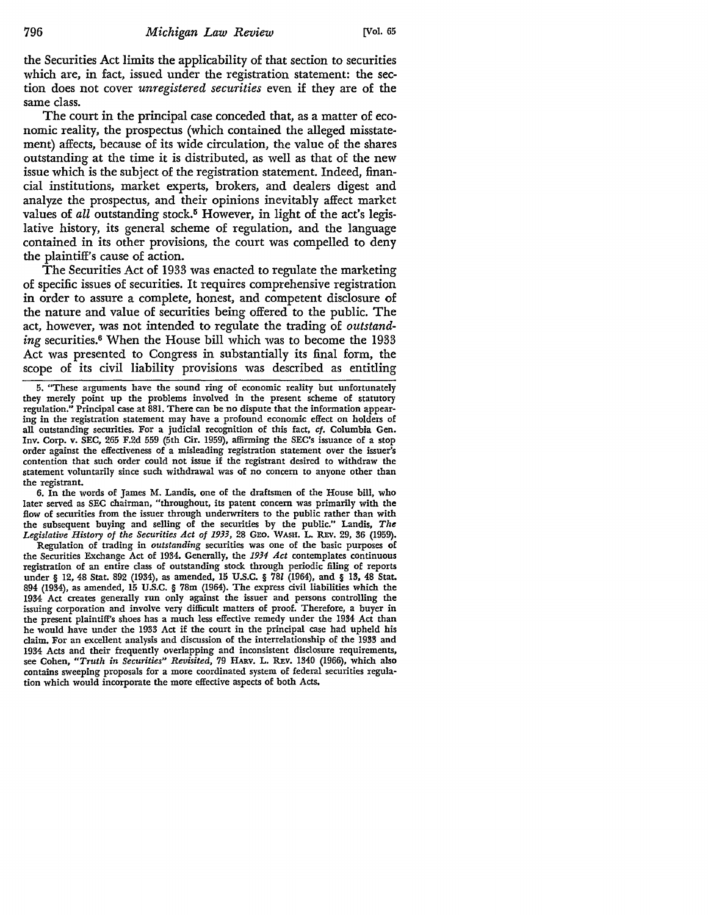the Securities Act limits the applicability of that section to securities which are, in fact, issued under the registration statement: the section does not cover *unregistered securities* even if they are of the same class.

The court in the principal case conceded that, as a matter of economic reality, the prospectus (which contained the alleged misstatement) affects, because of its wide circulation, the value of the shares outstanding at the time it is distributed, as well as that of the new issue which is the subject of the registration statement. Indeed, financial institutions, market experts, brokers, and dealers digest and analyze the prospectus, and their opinions inevitably affect market values of *all* outstanding stock.[5] However, in light of the act's legislative history, its general scheme of regulation, and the language contained in its other provisions, the court was compelled to deny the plaintiff's cause of action.

The Securities Act of 1933 was enacted to regulate the marketing of specific issues of securities. It requires comprehensive registration in order to assure a complete, honest, and competent disclosure of the nature and value of securities being offered to the public. The act, however, was not intended to regulate the trading of *outstanding* securities.[6] When the House bill which was to become the 1933 Act was presented to Congress in substantially its final form, the scope of its civil liability provisions was described as entitling

---

5. "These arguments have the sound ring of economic reality but unfortunately they merely point up the problems involved in the present scheme of statutory regulation." Principal case at 881. There can be no dispute that the information appearing in the registration statement may have a profound economic effect on holders of all outstanding securities. For a judicial recognition of this fact, *cf.* Columbia Gen. Inv. Corp. v. SEC, 265 F.2d 559 (5th Cir. 1959), affirming the SEC's issuance of a stop order against the effectiveness of a misleading registration statement over the issuer's contention that such order could not issue if the registrant desired to withdraw the statement voluntarily since such withdrawal was of no concern to anyone other than the registrant.

6. In the words of James M. Landis, one of the draftsmen of the House bill, who later served as SEC chairman, "throughout, its patent concern was primarily with the flow of securities from the issuer through underwriters to the public rather than with the subsequent buying and selling of the securities by the public." Landis, *The Legislative History of the Securities Act of 1933*, 28 GEO. WASH. L. REV. 29, 36 (1959).

Regulation of trading in *outstanding* securities was one of the basic purposes of the Securities Exchange Act of 1934. Generally, the *1934 Act* contemplates continuous registration of an entire class of outstanding stock through periodic filing of reports under § 12, 48 Stat. 892 (1934), as amended, 15 U.S.C. § 78*l* (1964), and § 13, 48 Stat. 894 (1934), as amended, 15 U.S.C. § 78m (1964). The express civil liabilities which the 1934 Act creates generally run only against the issuer and persons controlling the issuing corporation and involve very difficult matters of proof. Therefore, a buyer in the present plaintiff's shoes has a much less effective remedy under the 1934 Act than he would have under the 1933 Act if the court in the principal case had upheld his claim. For an excellent analysis and discussion of the interrelationship of the 1933 and 1934 Acts and their frequently overlapping and inconsistent disclosure requirements, see Cohen, *"Truth in Securities" Revisited*, 79 HARV. L. REV. 1340 (1966), which also contains sweeping proposals for a more coordinated system of federal securities regulation which would incorporate the more effective aspects of both Acts.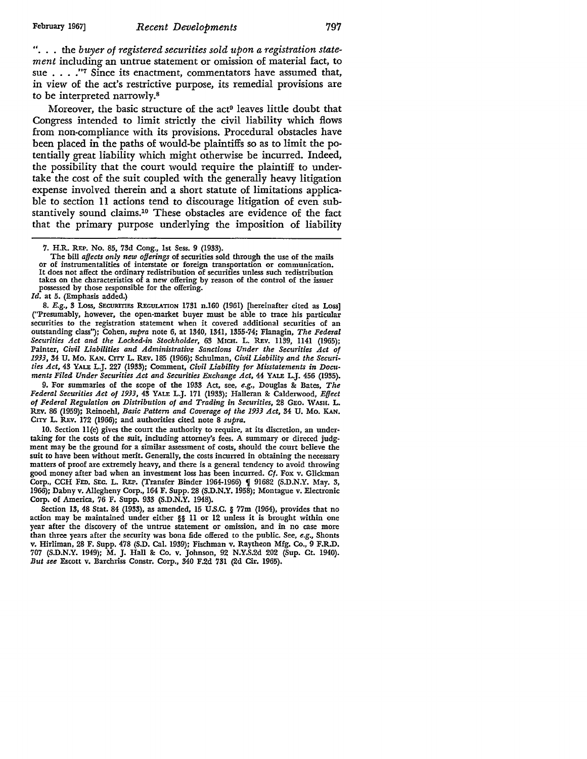". . . the *buyer of registered securities sold upon a registration statement* including an untrue statement or omission of material fact, to sue . . . ."[7] Since its enactment, commentators have assumed that, in view of the act's restrictive purpose, its remedial provisions are to be interpreted narrowly.[8]

Moreover, the basic structure of the act[9] leaves little doubt that Congress intended to limit strictly the civil liability which flows from non-compliance with its provisions. Procedural obstacles have been placed in the paths of would-be plaintiffs so as to limit the potentially great liability which might otherwise be incurred. Indeed, the possibility that the court would require the plaintiff to undertake the cost of the suit coupled with the generally heavy litigation expense involved therein and a short statute of limitations applicable to section 11 actions tend to discourage litigation of even substantively sound claims.[10] These obstacles are evidence of the fact that the primary purpose underlying the imposition of liability

---

7. H.R. Rep. No. 85, 73d Cong., 1st Sess. 9 (1933).

The bill *affects only new offerings* of securities sold through the use of the mails or of instrumentalities of interstate or foreign transportation or communication. It does not affect the ordinary redistribution of securities unless such redistribution takes on the characteristics of a new offering by reason of the control of the issuer possessed by those responsible for the offering.

*Id.* at 5. (Emphasis added.)

8. *E.g.*, 3 Loss, Securities Regulation 1731 n.160 (1961) [hereinafter cited as Loss] ("Presumably, however, the open-market buyer must be able to trace his particular securities to the registration statement when it covered additional securities of an outstanding class"); Cohen, *supra* note 6, at 1340, 1341, 1355-74; Flanagin, *The Federal Securities Act and the Locked-in Stockholder*, 63 Mich. L. Rev. 1139, 1141 (1965); Painter, *Civil Liabilities and Administrative Sanctions Under the Securities Act of 1933*, 34 U. Mo. Kan. City L. Rev. 185 (1966); Schulman, *Civil Liability and the Securities Act*, 43 Yale L.J. 227 (1933); Comment, *Civil Liability for Misstatements in Documents Filed Under Securities Act and Securities Exchange Act*, 44 Yale L.J. 456 (1935).

9. For summaries of the scope of the 1933 Act, see, *e.g.*, Douglas & Bates, *The Federal Securities Act of 1933*, 43 Yale L.J. 171 (1933); Halleran & Calderwood, *Effect of Federal Regulation on Distribution of and Trading in Securities*, 28 Geo. Wash. L. Rev. 86 (1959); Reinoehl, *Basic Pattern and Coverage of the 1933 Act*, 34 U. Mo. Kan. City L. Rev. 172 (1966); and authorities cited note 8 *supra*.

10. Section 11(e) gives the court the authority to require, at its discretion, an undertaking for the costs of the suit, including attorney's fees. A summary or direced judgment may be the ground for a similar assessment of costs, should the court believe the suit to have been without merit. Generally, the costs incurred in obtaining the necessary matters of proof are extremely heavy, and there is a general tendency to avoid throwing good money after bad when an investment loss has been incurred. *Cf.* Fox v. Glickman Corp., CCH Fed. Sec. L. Rep. (Transfer Binder 1964-1966) ¶ 91682 (S.D.N.Y. May. 3, 1966); Dabny v. Allegheny Corp., 164 F. Supp. 28 (S.D.N.Y. 1958); Montague v. Electronic Corp. of America, 76 F. Supp. 933 (S.D.N.Y. 1948).

Section 13, 48 Stat. 84 (1933), as amended, 15 U.S.C. § 77m (1964), provides that no action may be maintained under either §§ 11 or 12 unless it is brought within one year after the discovery of the untrue statement or omission, and in no case more than three years after the security was bona fide offered to the public. See, *e.g.*, Shonts v. Hirliman, 28 F. Supp. 478 (S.D. Cal. 1939); Fischman v. Raytheon Mfg. Co., 9 F.R.D. 707 (S.D.N.Y. 1949); M. J. Hall & Co. v. Johnson, 92 N.Y.S.2d 202 (Sup. Ct. 1940). *But see* Escott v. Barchriss Constr. Corp., 340 F.2d 731 (2d Cir. 1965).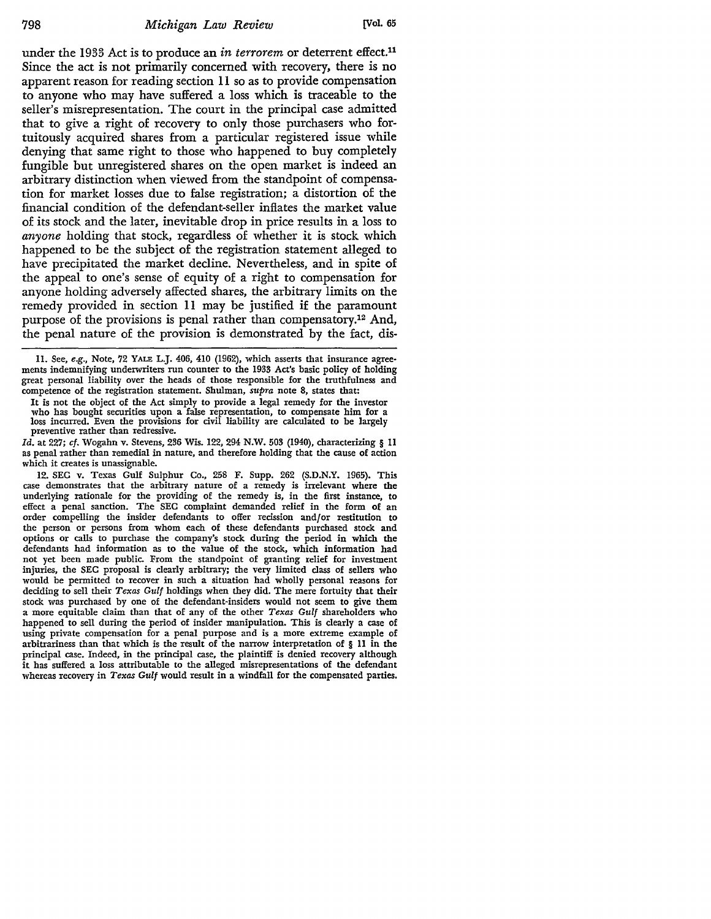under the 1933 Act is to produce an *in terrorem* or deterrent effect.[11] Since the act is not primarily concerned with recovery, there is no apparent reason for reading section 11 so as to provide compensation to anyone who may have suffered a loss which is traceable to the seller's misrepresentation. The court in the principal case admitted that to give a right of recovery to only those purchasers who fortuitously acquired shares from a particular registered issue while denying that same right to those who happened to buy completely fungible but unregistered shares on the open market is indeed an arbitrary distinction when viewed from the standpoint of compensation for market losses due to false registration; a distortion of the financial condition of the defendant-seller inflates the market value of its stock and the later, inevitable drop in price results in a loss to *anyone* holding that stock, regardless of whether it is stock which happened to be the subject of the registration statement alleged to have precipitated the market decline. Nevertheless, and in spite of the appeal to one's sense of equity of a right to compensation for anyone holding adversely affected shares, the arbitrary limits on the remedy provided in section 11 may be justified if the paramount purpose of the provisions is penal rather than compensatory.[12] And, the penal nature of the provision is demonstrated by the fact, dis-

---

11. See, *e.g.*, Note, 72 YALE L.J. 406, 410 (1962), which asserts that insurance agreements indemnifying underwriters run counter to the 1933 Act's basic policy of holding great personal liability over the heads of those responsible for the truthfulness and competence of the registration statement. Shulman, *supra* note 8, states that:

> It is not the object of the Act simply to provide a legal remedy for the investor who has bought securities upon a false representation, to compensate him for a loss incurred. Even the provisions for civil liability are calculated to be largely preventive rather than redressive.

*Id.* at 227; *cf.* Wogahn v. Stevens, 236 Wis. 122, 294 N.W. 503 (1940), characterizing § 11 as penal rather than remedial in nature, and therefore holding that the cause of action which it creates is unassignable.

12. SEC v. Texas Gulf Sulphur Co., 258 F. Supp. 262 (S.D.N.Y. 1965). This case demonstrates that the arbitrary nature of a remedy is irrelevant where the underlying rationale for the providing of the remedy is, in the first instance, to effect a penal sanction. The SEC complaint demanded relief in the form of an order compelling the insider defendants to offer recission and/or restitution to the person or persons from whom each of these defendants purchased stock and options or calls to purchase the company's stock during the period in which the defendants had information as to the value of the stock, which information had not yet been made public. From the standpoint of granting relief for investment injuries, the SEC proposal is clearly arbitrary; the very limited class of sellers who would be permitted to recover in such a situation had wholly personal reasons for deciding to sell their *Texas Gulf* holdings when they did. The mere fortuity that their stock was purchased by one of the defendant-insiders would not seem to give them a more equitable claim than that of any of the other *Texas Gulf* shareholders who happened to sell during the period of insider manipulation. This is clearly a case of using private compensation for a penal purpose and is a more extreme example of arbitrariness than that which is the result of the narrow interpretation of § 11 in the principal case. Indeed, in the principal case, the plaintiff is denied recovery although it has suffered a loss attributable to the alleged misrepresentations of the defendant whereas recovery in *Texas Gulf* would result in a windfall for the compensated parties.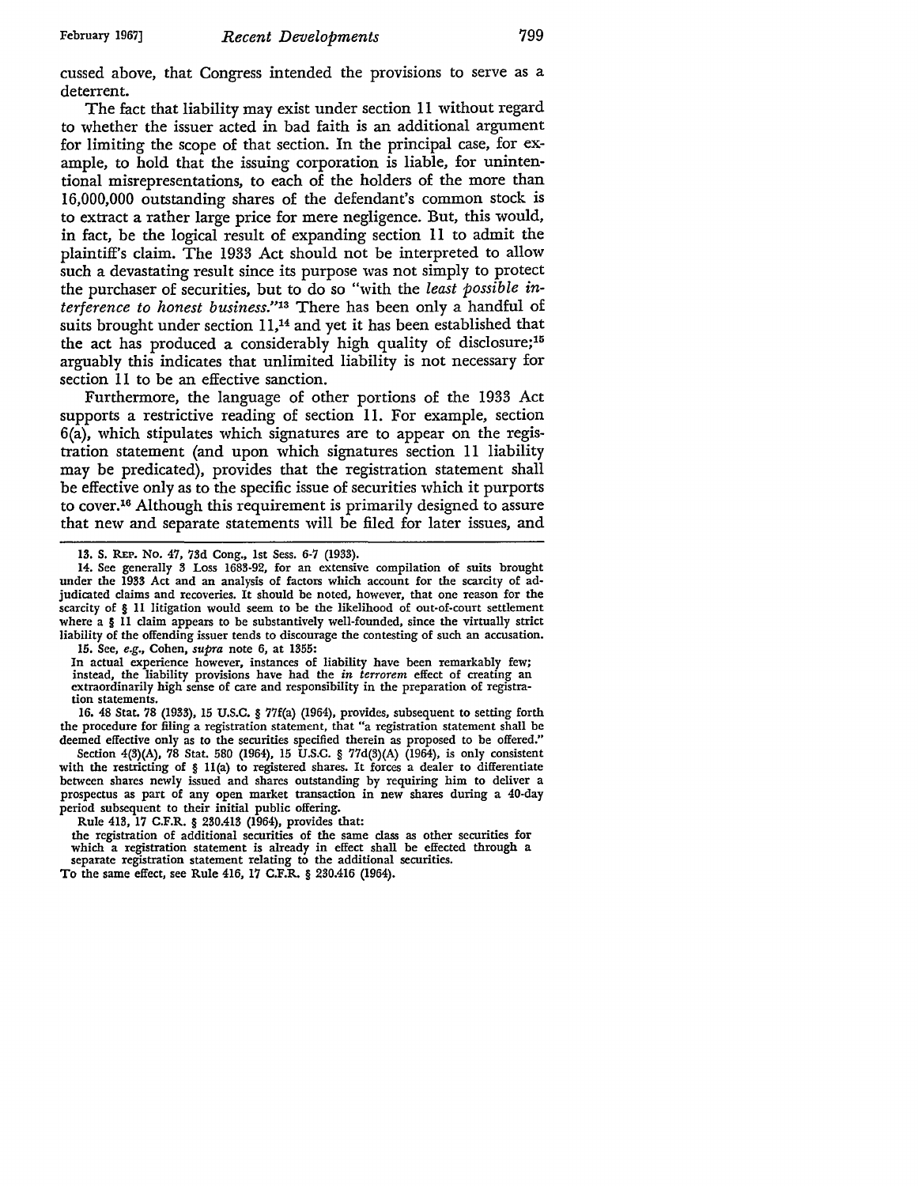cussed above, that Congress intended the provisions to serve as a deterrent.

The fact that liability may exist under section 11 without regard to whether the issuer acted in bad faith is an additional argument for limiting the scope of that section. In the principal case, for example, to hold that the issuing corporation is liable, for unintentional misrepresentations, to each of the holders of the more than 16,000,000 outstanding shares of the defendant's common stock is to extract a rather large price for mere negligence. But, this would, in fact, be the logical result of expanding section 11 to admit the plaintiff's claim. The 1933 Act should not be interpreted to allow such a devastating result since its purpose was not simply to protect the purchaser of securities, but to do so "with the *least possible interference to honest business*."[13] There has been only a handful of suits brought under section 11,[14] and yet it has been established that the act has produced a considerably high quality of disclosure;[15] arguably this indicates that unlimited liability is not necessary for section 11 to be an effective sanction.

Furthermore, the language of other portions of the 1933 Act supports a restrictive reading of section 11. For example, section 6(a), which stipulates which signatures are to appear on the registration statement (and upon which signatures section 11 liability may be predicated), provides that the registration statement shall be effective only as to the specific issue of securities which it purports to cover.[16] Although this requirement is primarily designed to assure that new and separate statements will be filed for later issues, and

---

13. S. REP. No. 47, 73d Cong., 1st Sess. 6-7 (1933).

14. See generally 3 Loss 1683-92, for an extensive compilation of suits brought under the 1933 Act and an analysis of factors which account for the scarcity of adjudicated claims and recoveries. It should be noted, however, that one reason for the scarcity of § 11 litigation would seem to be the likelihood of out-of-court settlement where a § 11 claim appears to be substantively well-founded, since the virtually strict liability of the offending issuer tends to discourage the contesting of such an accusation.

15. See, *e.g.*, Cohen, *supra* note 6, at 1355:

> In actual experience however, instances of liability have been remarkably few; instead, the liability provisions have had the *in terrorem* effect of creating an extraordinarily high sense of care and responsibility in the preparation of registration statements.

16. 48 Stat. 78 (1933), 15 U.S.C. § 77f(a) (1964), provides, subsequent to setting forth the procedure for filing a registration statement, that "a registration statement shall be deemed effective only as to the securities specified therein as proposed to be offered."

Section 4(3)(A), 78 Stat. 580 (1964), 15 U.S.C. § 77d(3)(A) (1964), is only consistent with the restricting of § 11(a) to registered shares. It forces a dealer to differentiate between shares newly issued and shares outstanding by requiring him to deliver a prospectus as part of any open market transaction in new shares during a 40-day period subsequent to their initial public offering.

Rule 413, 17 C.F.R. § 230.413 (1964), provides that:

> the registration of additional securities of the same class as other securities for which a registration statement is already in effect shall be effected through a separate registration statement relating to the additional securities.

To the same effect, see Rule 416, 17 C.F.R. § 230.416 (1964).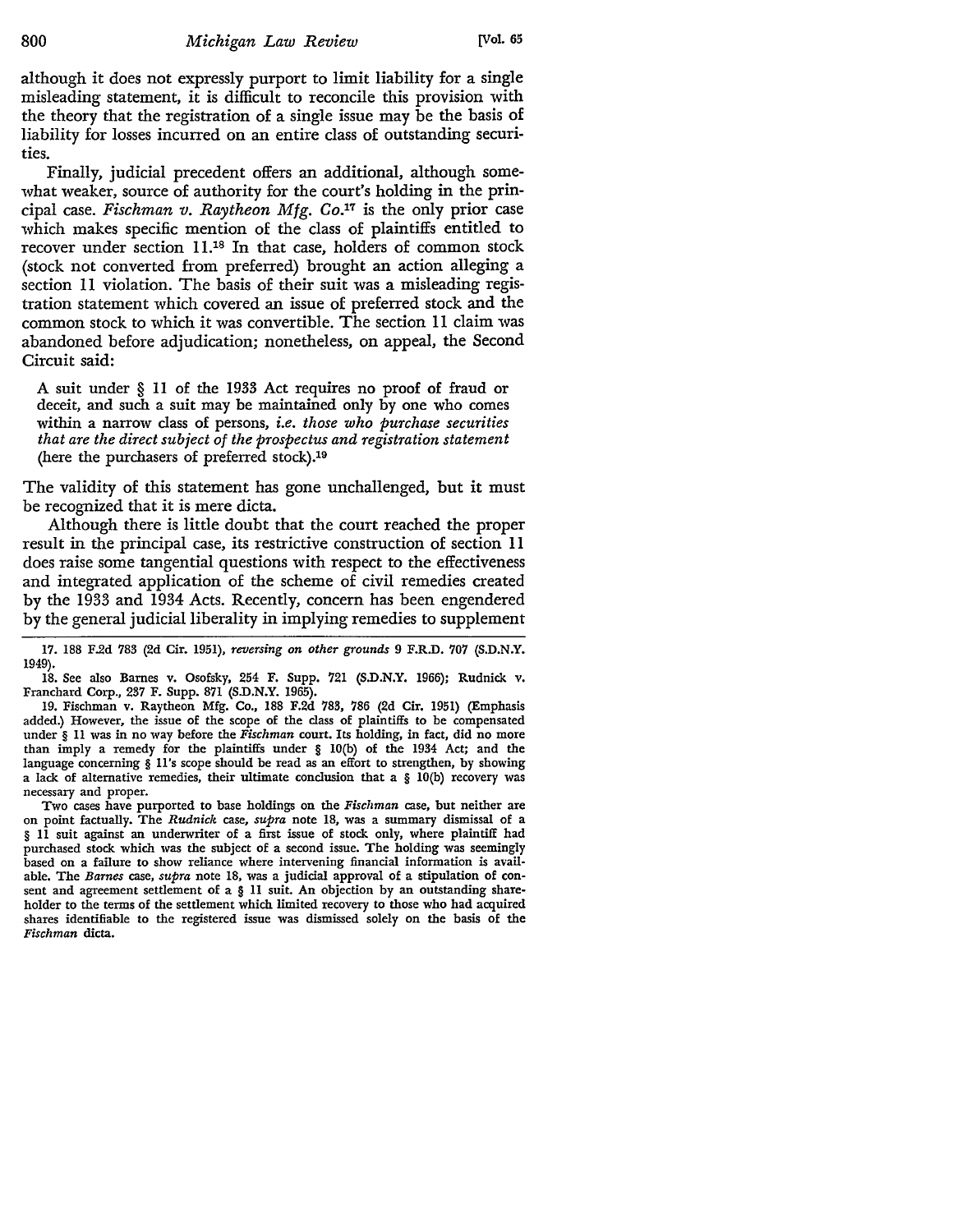although it does not expressly purport to limit liability for a single misleading statement, it is difficult to reconcile this provision with the theory that the registration of a single issue may be the basis of liability for losses incurred on an entire class of outstanding securities.

Finally, judicial precedent offers an additional, although somewhat weaker, source of authority for the court's holding in the principal case. *Fischman v. Raytheon Mfg. Co.*[17] is the only prior case which makes specific mention of the class of plaintiffs entitled to recover under section 11.[18] In that case, holders of common stock (stock not converted from preferred) brought an action alleging a section 11 violation. The basis of their suit was a misleading registration statement which covered an issue of preferred stock and the common stock to which it was convertible. The section 11 claim was abandoned before adjudication; nonetheless, on appeal, the Second Circuit said:

> A suit under § 11 of the 1933 Act requires no proof of fraud or deceit, and such a suit may be maintained only by one who comes within a narrow class of persons, *i.e. those who purchase securities that are the direct subject of the prospectus and registration statement* (here the purchasers of preferred stock).[19]

The validity of this statement has gone unchallenged, but it must be recognized that it is mere dicta.

Although there is little doubt that the court reached the proper result in the principal case, its restrictive construction of section 11 does raise some tangential questions with respect to the effectiveness and integrated application of the scheme of civil remedies created by the 1933 and 1934 Acts. Recently, concern has been engendered by the general judicial liberality in implying remedies to supplement

---

17. 188 F.2d 783 (2d Cir. 1951), *reversing on other grounds* 9 F.R.D. 707 (S.D.N.Y. 1949).

18. See also Barnes v. Osofsky, 254 F. Supp. 721 (S.D.N.Y. 1966); Rudnick v. Franchard Corp., 237 F. Supp. 871 (S.D.N.Y. 1965).

19. Fischman v. Raytheon Mfg. Co., 188 F.2d 783, 786 (2d Cir. 1951) (Emphasis added.) However, the issue of the scope of the class of plaintiffs to be compensated under § 11 was in no way before the *Fischman* court. Its holding, in fact, did no more than imply a remedy for the plaintiffs under § 10(b) of the 1934 Act; and the language concerning § 11's scope should be read as an effort to strengthen, by showing a lack of alternative remedies, their ultimate conclusion that a § 10(b) recovery was necessary and proper.

Two cases have purported to base holdings on the *Fischman* case, but neither are on point factually. The *Rudnick* case, *supra* note 18, was a summary dismissal of a § 11 suit against an underwriter of a first issue of stock only, where plaintiff had purchased stock which was the subject of a second issue. The holding was seemingly based on a failure to show reliance where intervening financial information is available. The *Barnes* case, *supra* note 18, was a judicial approval of a stipulation of consent and agreement settlement of a § 11 suit. An objection by an outstanding shareholder to the terms of the settlement which limited recovery to those who had acquired shares identifiable to the registered issue was dismissed solely on the basis of the *Fischman* dicta.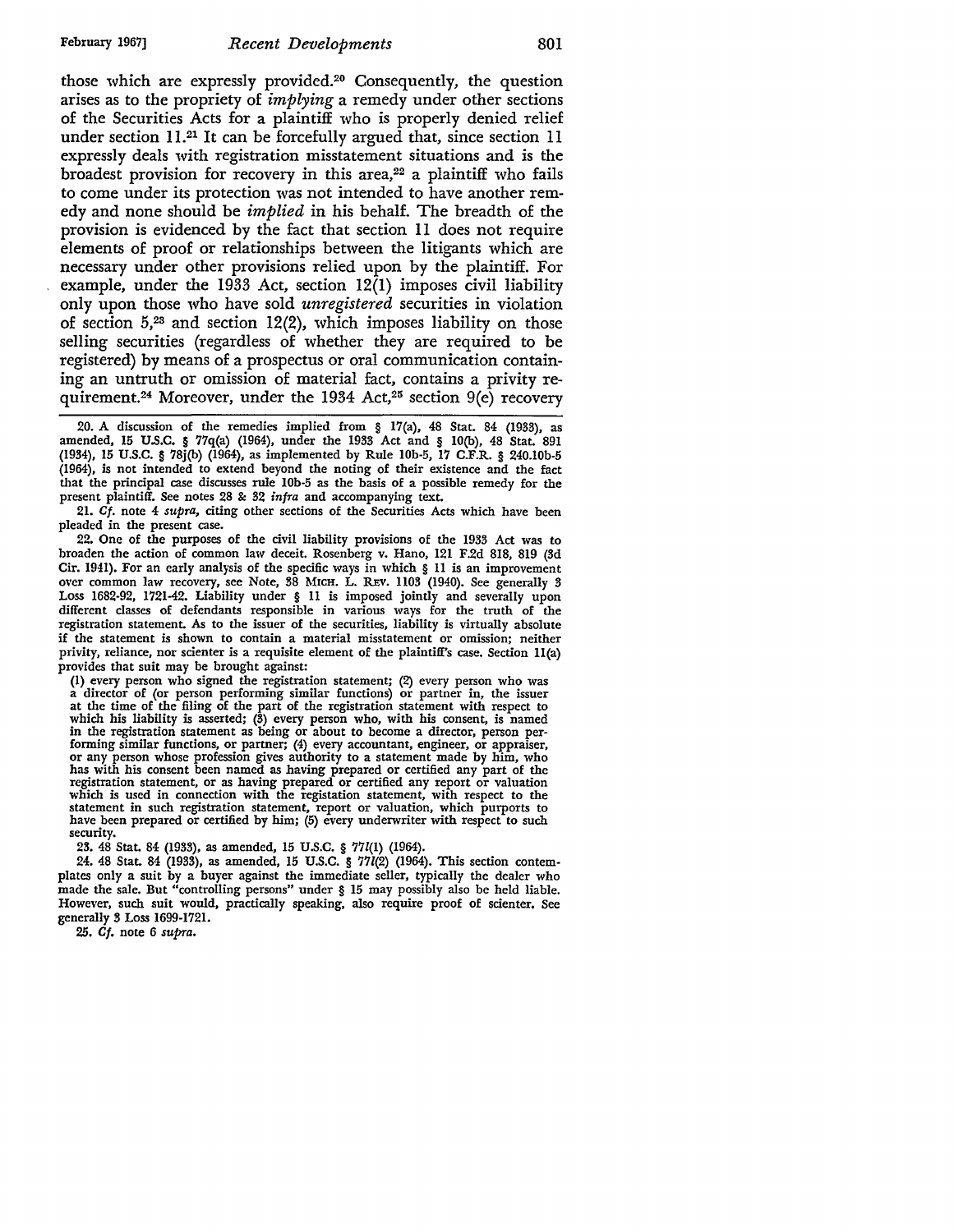those which are expressly provided.[20] Consequently, the question arises as to the propriety of *implying* a remedy under other sections of the Securities Acts for a plaintiff who is properly denied relief under section 11.[21] It can be forcefully argued that, since section 11 expressly deals with registration misstatement situations and is the broadest provision for recovery in this area,[22] a plaintiff who fails to come under its protection was not intended to have another remedy and none should be *implied* in his behalf. The breadth of the provision is evidenced by the fact that section 11 does not require elements of proof or relationships between the litigants which are necessary under other provisions relied upon by the plaintiff. For example, under the 1933 Act, section 12(1) imposes civil liability only upon those who have sold *unregistered* securities in violation of section 5,[23] and section 12(2), which imposes liability on those selling securities (regardless of whether they are required to be registered) by means of a prospectus or oral communication containing an untruth or omission of material fact, contains a privity requirement.[24] Moreover, under the 1934 Act,[25] section 9(e) recovery

---

20. A discussion of the remedies implied from § 17(a), 48 Stat. 84 (1933), as amended, 15 U.S.C. § 77q(a) (1964), under the 1933 Act and § 10(b), 48 Stat. 891 (1934), 15 U.S.C. § 78j(b) (1964), as implemented by Rule 10b-5, 17 C.F.R. § 240.10b-5 (1964), is not intended to extend beyond the noting of their existence and the fact that the principal case discusses rule 10b-5 as the basis of a possible remedy for the present plaintiff. See notes 28 & 32 *infra* and accompanying text.

21. *Cf.* note 4 *supra*, citing other sections of the Securities Acts which have been pleaded in the present case.

22. One of the purposes of the civil liability provisions of the 1933 Act was to broaden the action of common law deceit. Rosenberg v. Hano, 121 F.2d 818, 819 (3d Cir. 1941). For an early analysis of the specific ways in which § 11 is an improvement over common law recovery, see Note, 38 MICH. L. REV. 1103 (1940). See generally 3 Loss 1682-92, 1721-42. Liability under § 11 is imposed jointly and severally upon different classes of defendants responsible in various ways for the truth of the registration statement. As to the issuer of the securities, liability is virtually absolute if the statement is shown to contain a material misstatement or omission; neither privity, reliance, nor scienter is a requisite element of the plaintiff's case. Section 11(a) provides that suit may be brought against:

> (1) every person who signed the registration statement; (2) every person who was a director of (or person performing similar functions) or partner in, the issuer at the time of the filing of the part of the registration statement with respect to which his liability is asserted; (3) every person who, with his consent, is named in the registration statement as being or about to become a director, person performing similar functions, or partner; (4) every accountant, engineer, or appraiser, or any person whose profession gives authority to a statement made by him, who has with his consent been named as having prepared or certified any part of the registration statement, or as having prepared or certified any report or valuation which is used in connection with the registation statement, with respect to the statement in such registration statement, report or valuation, which purports to have been prepared or certified by him; (5) every underwriter with respect to such security.

23. 48 Stat. 84 (1933), as amended, 15 U.S.C. § 77*l*(1) (1964).

24. 48 Stat. 84 (1933), as amended, 15 U.S.C. § 77*l*(2) (1964). This section contemplates only a suit by a buyer against the immediate seller, typically the dealer who made the sale. But "controlling persons" under § 15 may possibly also be held liable. However, such suit would, practically speaking, also require proof of scienter. See generally 3 Loss 1699-1721.

25. *Cf.* note 6 *supra*.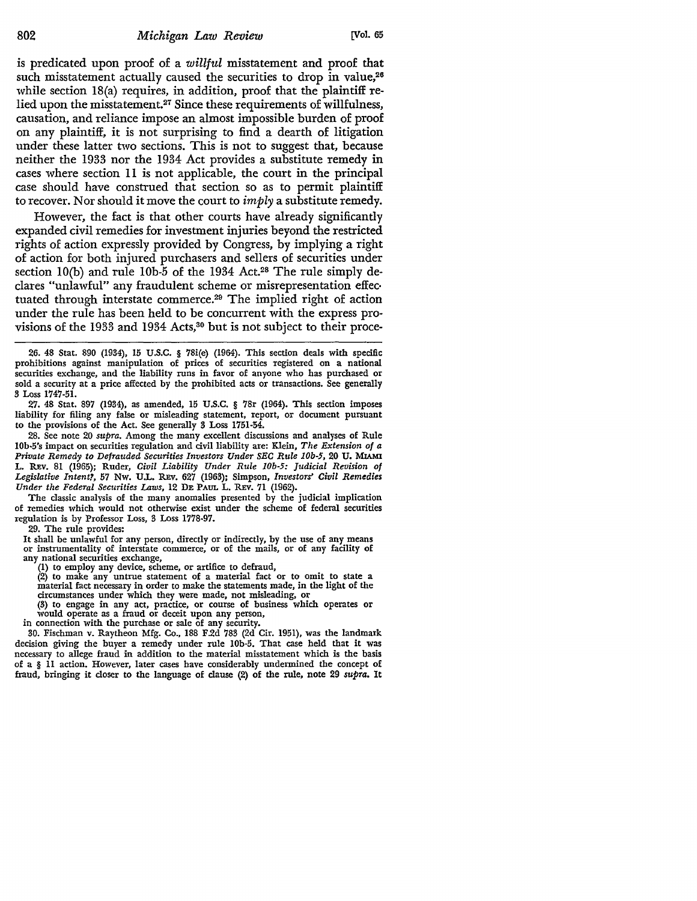is predicated upon proof of a *willful* misstatement and proof that such misstatement actually caused the securities to drop in value,[26] while section 18(a) requires, in addition, proof that the plaintiff relied upon the misstatement.[27] Since these requirements of willfulness, causation, and reliance impose an almost impossible burden of proof on any plaintiff, it is not surprising to find a dearth of litigation under these latter two sections. This is not to suggest that, because neither the 1933 nor the 1934 Act provides a substitute remedy in cases where section 11 is not applicable, the court in the principal case should have construed that section so as to permit plaintiff to recover. Nor should it move the court to *imply* a substitute remedy.

However, the fact is that other courts have already significantly expanded civil remedies for investment injuries beyond the restricted rights of action expressly provided by Congress, by implying a right of action for both injured purchasers and sellers of securities under section 10(b) and rule 10b-5 of the 1934 Act.[28] The rule simply declares "unlawful" any fraudulent scheme or misrepresentation effectuated through interstate commerce.[29] The implied right of action under the rule has been held to be concurrent with the express provisions of the 1933 and 1934 Acts,[30] but is not subject to their proce-

---

26. 48 Stat. 890 (1934), 15 U.S.C. § 78i(e) (1964). This section deals with specific prohibitions against manipulation of prices of securities registered on a national securities exchange, and the liability runs in favor of anyone who has purchased or sold a security at a price affected by the prohibited acts or transactions. See generally 3 Loss 1747-51.

27. 48 Stat. 897 (1934), as amended, 15 U.S.C. § 78r (1964). This section imposes liability for filing any false or misleading statement, report, or document pursuant to the provisions of the Act. See generally 3 Loss 1751-54.

28. See note 20 *supra*. Among the many excellent discussions and analyses of Rule 10b-5's impact on securities regulation and civil liability are: Klein, *The Extension of a Private Remedy to Defrauded Securities Investors Under SEC Rule 10b-5*, 20 U. Miami L. Rev. 81 (1965); Ruder, *Civil Liability Under Rule 10b-5: Judicial Revision of Legislative Intent?*, 57 Nw. U.L. Rev. 627 (1963); Simpson, *Investors' Civil Remedies Under the Federal Securities Laws*, 12 De Paul L. Rev. 71 (1962).

The classic analysis of the many anomalies presented by the judicial implication of remedies which would not otherwise exist under the scheme of federal securities regulation is by Professor Loss, 3 Loss 1778-97.

29. The rule provides:

It shall be unlawful for any person, directly or indirectly, by the use of any means or instrumentality of interstate commerce, or of the mails, or of any facility of any national securities exchange,

(1) to employ any device, scheme, or artifice to defraud,

(2) to make any untrue statement of a material fact or to omit to state a material fact necessary in order to make the statements made, in the light of the circumstances under which they were made, not misleading, or

(3) to engage in any act, practice, or course of business which operates or would operate as a fraud or deceit upon any person,

in connection with the purchase or sale of any security.

30. Fischman v. Raytheon Mfg. Co., 188 F.2d 783 (2d Cir. 1951), was the landmark decision giving the buyer a remedy under rule 10b-5. That case held that it was necessary to allege fraud in addition to the material misstatement which is the basis of a § 11 action. However, later cases have considerably undermined the concept of fraud, bringing it closer to the language of clause (2) of the rule, note 29 *supra*. It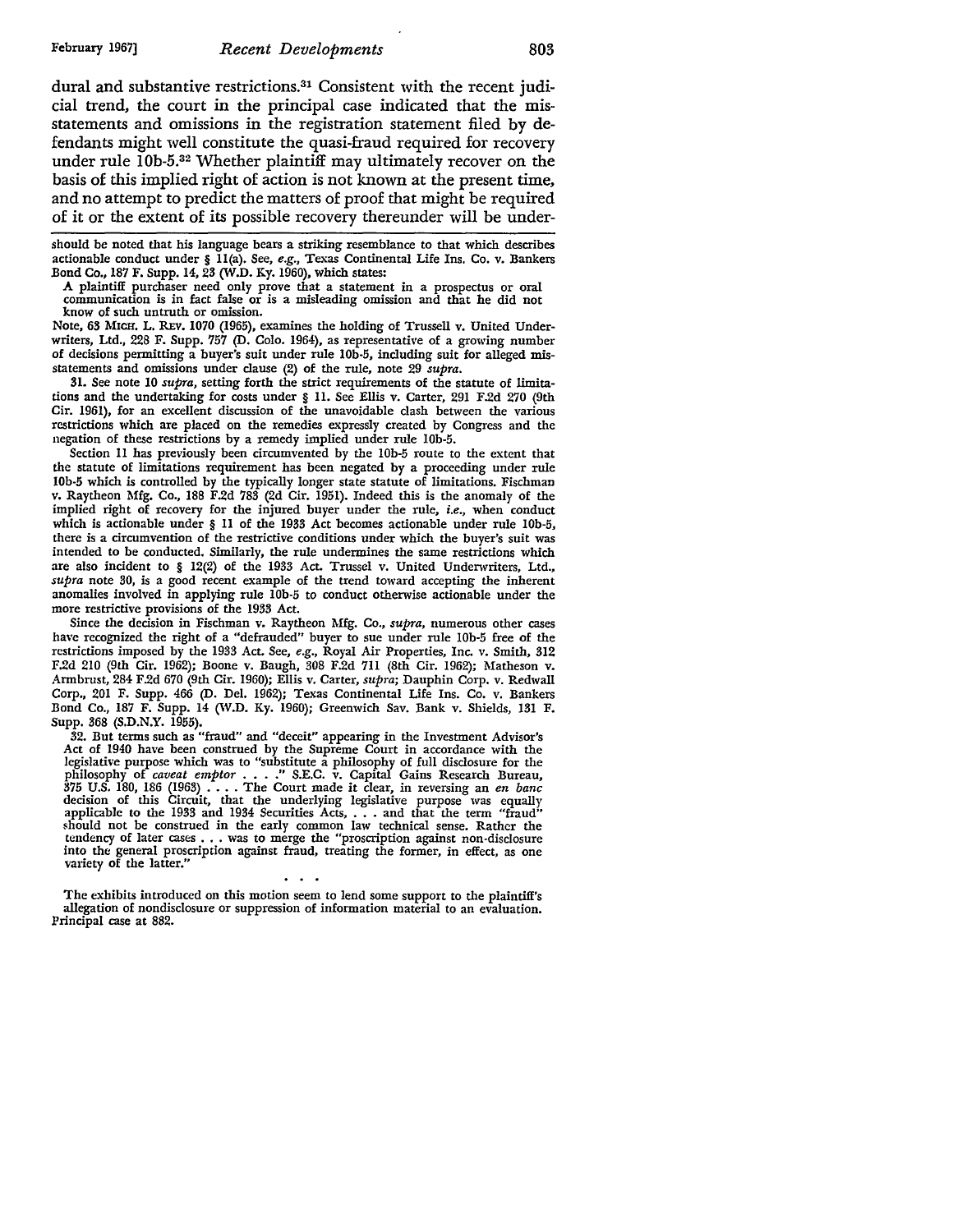dural and substantive restrictions.[31] Consistent with the recent judicial trend, the court in the principal case indicated that the misstatements and omissions in the registration statement filed by defendants might well constitute the quasi-fraud required for recovery under rule 10b-5.[32] Whether plaintiff may ultimately recover on the basis of this implied right of action is not known at the present time, and no attempt to predict the matters of proof that might be required of it or the extent of its possible recovery thereunder will be under-

---

should be noted that his language bears a striking resemblance to that which describes actionable conduct under § 11(a). See, *e.g.*, Texas Continental Life Ins. Co. v. Bankers Bond Co., 187 F. Supp. 14, 23 (W.D. Ky. 1960), which states:

> A plaintiff purchaser need only prove that a statement in a prospectus or oral communication is in fact false or is a misleading omission and that he did not know of such untruth or omission.

Note, 63 MICH. L. REV. 1070 (1965), examines the holding of Trussell v. United Underwriters, Ltd., 228 F. Supp. 757 (D. Colo. 1964), as representative of a growing number of decisions permitting a buyer's suit under rule 10b-5, including suit for alleged misstatements and omissions under clause (2) of the rule, note 29 *supra*.

31. See note 10 *supra*, setting forth the strict requirements of the statute of limitations and the undertaking for costs under § 11. See Ellis v. Carter, 291 F.2d 270 (9th Cir. 1961), for an excellent discussion of the unavoidable clash between the various restrictions which are placed on the remedies expressly created by Congress and the negation of these restrictions by a remedy implied under rule 10b-5.

Section 11 has previously been circumvented by the 10b-5 route to the extent that the statute of limitations requirement has been negated by a proceeding under rule 10b-5 which is controlled by the typically longer state statute of limitations. Fischman v. Raytheon Mfg. Co., 188 F.2d 783 (2d Cir. 1951). Indeed this is the anomaly of the implied right of recovery for the injured buyer under the rule, *i.e.*, when conduct which is actionable under § 11 of the 1933 Act becomes actionable under rule 10b-5, there is a circumvention of the restrictive conditions under which the buyer's suit was intended to be conducted. Similarly, the rule undermines the same restrictions which are also incident to § 12(2) of the 1933 Act. Trussel v. United Underwriters, Ltd., *supra* note 30, is a good recent example of the trend toward accepting the inherent anomalies involved in applying rule 10b-5 to conduct otherwise actionable under the more restrictive provisions of the 1933 Act.

Since the decision in Fischman v. Raytheon Mfg. Co., *supra*, numerous other cases have recognized the right of a "defrauded" buyer to sue under rule 10b-5 free of the restrictions imposed by the 1933 Act. See, *e.g.*, Royal Air Properties, Inc. v. Smith, 312 F.2d 210 (9th Cir. 1962); Boone v. Baugh, 308 F.2d 711 (8th Cir. 1962); Matheson v. Armbrust, 284 F.2d 670 (9th Cir. 1960); Ellis v. Carter, *supra*; Dauphin Corp. v. Redwall Corp., 201 F. Supp. 466 (D. Del. 1962); Texas Continental Life Ins. Co. v. Bankers Bond Co., 187 F. Supp. 14 (W.D. Ky. 1960); Greenwich Sav. Bank v. Shields, 131 F. Supp. 368 (S.D.N.Y. 1955).

32. But terms such as "fraud" and "deceit" appearing in the Investment Advisor's Act of 1940 have been construed by the Supreme Court in accordance with the legislative purpose which was to "substitute a philosophy of full disclosure for the philosophy of *caveat emptor* . . . ." S.E.C. v. Capital Gains Research Bureau, 375 U.S. 180, 186 (1963) . . . . The Court made it clear, in reversing an *en banc* decision of this Circuit, that the underlying legislative purpose was equally applicable to the 1933 and 1934 Securities Acts, . . . and that the term "fraud" should not be construed in the early common law technical sense. Rather the tendency of later cases . . . was to merge the "proscription against non-disclosure into the general proscription against fraud, treating the former, in effect, as one variety of the latter."

. . .

The exhibits introduced on this motion seem to lend some support to the plaintiff's allegation of nondisclosure or suppression of information material to an evaluation. Principal case at 882.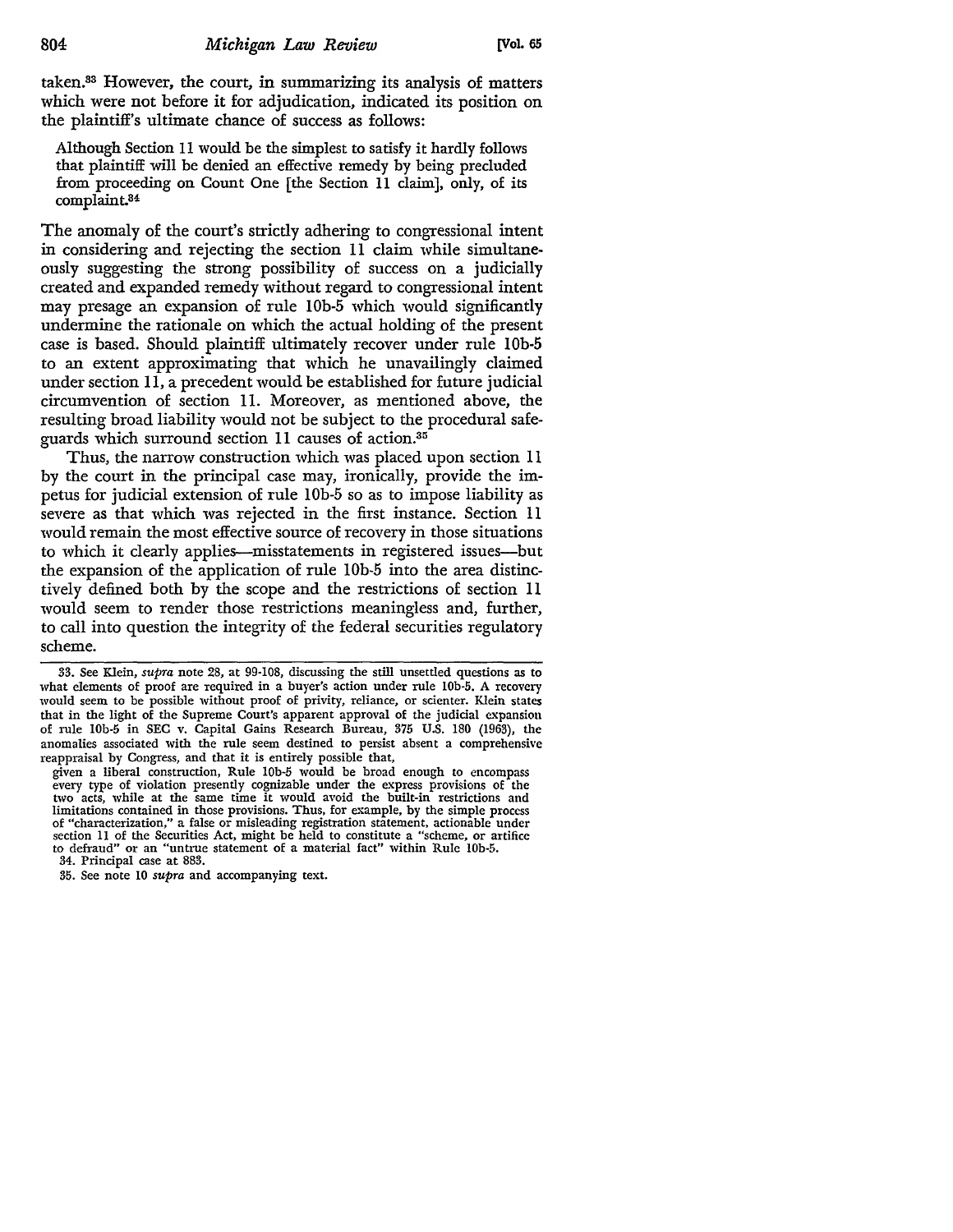taken.[33] However, the court, in summarizing its analysis of matters which were not before it for adjudication, indicated its position on the plaintiff's ultimate chance of success as follows:

> Although Section 11 would be the simplest to satisfy it hardly follows that plaintiff will be denied an effective remedy by being precluded from proceeding on Count One [the Section 11 claim], only, of its complaint.[34]

The anomaly of the court's strictly adhering to congressional intent in considering and rejecting the section 11 claim while simultaneously suggesting the strong possibility of success on a judicially created and expanded remedy without regard to congressional intent may presage an expansion of rule 10b-5 which would significantly undermine the rationale on which the actual holding of the present case is based. Should plaintiff ultimately recover under rule 10b-5 to an extent approximating that which he unavailingly claimed under section 11, a precedent would be established for future judicial circumvention of section 11. Moreover, as mentioned above, the resulting broad liability would not be subject to the procedural safeguards which surround section 11 causes of action.[35]

Thus, the narrow construction which was placed upon section 11 by the court in the principal case may, ironically, provide the impetus for judicial extension of rule 10b-5 so as to impose liability as severe as that which was rejected in the first instance. Section 11 would remain the most effective source of recovery in those situations to which it clearly applies—misstatements in registered issues—but the expansion of the application of rule 10b-5 into the area distinctively defined both by the scope and the restrictions of section 11 would seem to render those restrictions meaningless and, further, to call into question the integrity of the federal securities regulatory scheme.

---

33. See Klein, *supra* note 28, at 99-108, discussing the still unsettled questions as to what elements of proof are required in a buyer's action under rule 10b-5. A recovery would seem to be possible without proof of privity, reliance, or scienter. Klein states that in the light of the Supreme Court's apparent approval of the judicial expansion of rule 10b-5 in SEC v. Capital Gains Research Bureau, 375 U.S. 180 (1963), the anomalies associated with the rule seem destined to persist absent a comprehensive reappraisal by Congress, and that it is entirely possible that,

> given a liberal construction, Rule 10b-5 would be broad enough to encompass every type of violation presently cognizable under the express provisions of the two acts, while at the same time it would avoid the built-in restrictions and limitations contained in those provisions. Thus, for example, by the simple process of "characterization," a false or misleading registration statement, actionable under section 11 of the Securities Act, might be held to constitute a "scheme, or artifice to defraud" or an "untrue statement of a material fact" within Rule 10b-5.

34. Principal case at 883.

35. See note 10 *supra* and accompanying text.